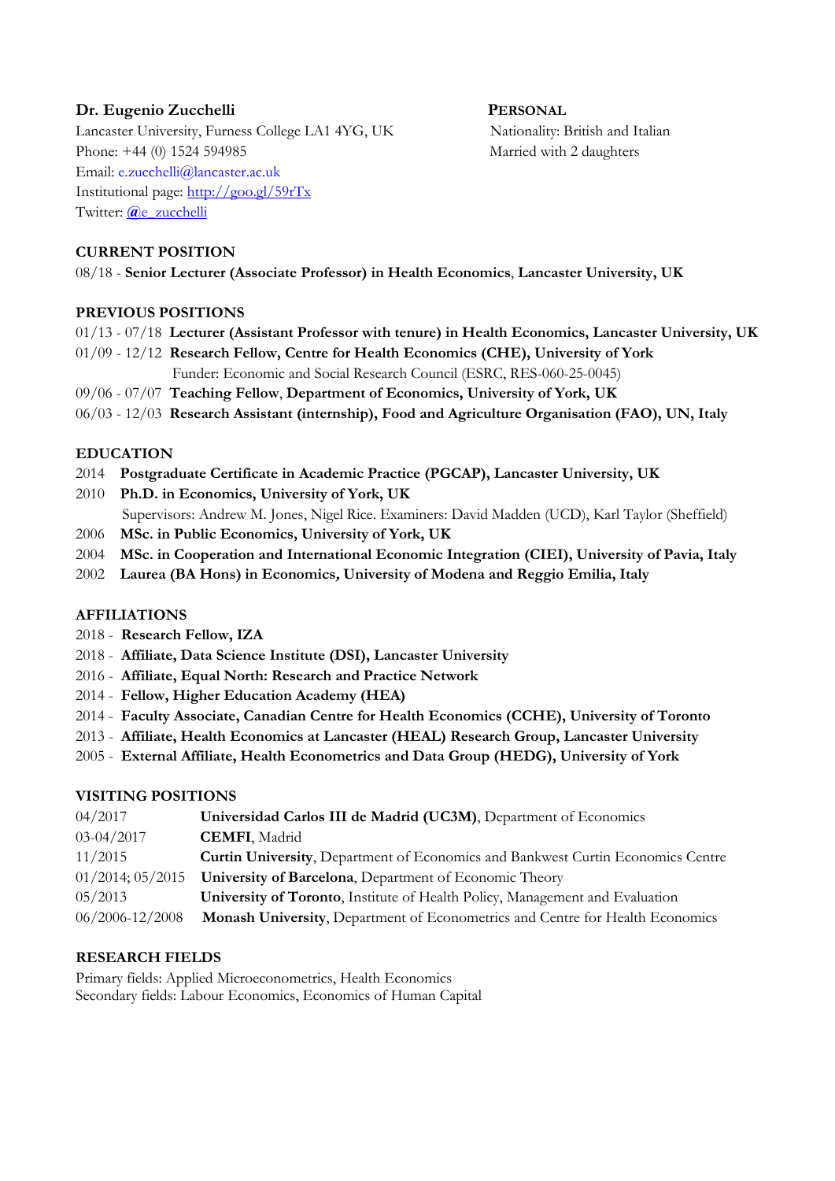**Dr. Eugenio Zucchelli**
Lancaster University, Furness College LA1 4YG, UK
Phone: +44 (0) 1524 594985
Email: e.zucchelli@lancaster.ac.uk
Institutional page: http://goo.gl/59rTx
Twitter: @e_zucchelli

**PERSONAL**
Nationality: British and Italian
Married with 2 daughters

## CURRENT POSITION

08/18 - **Senior Lecturer (Associate Professor) in Health Economics**, **Lancaster University, UK**

## PREVIOUS POSITIONS

- 01/13 - 07/18 **Lecturer (Assistant Professor with tenure) in Health Economics, Lancaster University, UK**
- 01/09 - 12/12 **Research Fellow, Centre for Health Economics (CHE), University of York**
  Funder: Economic and Social Research Council (ESRC, RES-060-25-0045)
- 09/06 - 07/07 **Teaching Fellow**, **Department of Economics, University of York, UK**
- 06/03 - 12/03 **Research Assistant (internship), Food and Agriculture Organisation (FAO), UN, Italy**

## EDUCATION

- 2014 **Postgraduate Certificate in Academic Practice (PGCAP), Lancaster University, UK**
- 2010 **Ph.D. in Economics, University of York, UK**
  Supervisors: Andrew M. Jones, Nigel Rice. Examiners: David Madden (UCD), Karl Taylor (Sheffield)
- 2006 **MSc. in Public Economics, University of York, UK**
- 2004 **MSc. in Cooperation and International Economic Integration (CIEI), University of Pavia, Italy**
- 2002 **Laurea (BA Hons) in Economics, University of Modena and Reggio Emilia, Italy**

## AFFILIATIONS

- 2018 - **Research Fellow, IZA**
- 2018 - **Affiliate, Data Science Institute (DSI), Lancaster University**
- 2016 - **Affiliate, Equal North: Research and Practice Network**
- 2014 - **Fellow, Higher Education Academy (HEA)**
- 2014 - **Faculty Associate, Canadian Centre for Health Economics (CCHE), University of Toronto**
- 2013 - **Affiliate, Health Economics at Lancaster (HEAL) Research Group, Lancaster University**
- 2005 - **External Affiliate, Health Econometrics and Data Group (HEDG), University of York**

## VISITING POSITIONS

| | |
|---|---|
| 04/2017 | **Universidad Carlos III de Madrid (UC3M)**, Department of Economics |
| 03-04/2017 | **CEMFI**, Madrid |
| 11/2015 | **Curtin University**, Department of Economics and Bankwest Curtin Economics Centre |
| 01/2014; 05/2015 | **University of Barcelona**, Department of Economic Theory |
| 05/2013 | **University of Toronto**, Institute of Health Policy, Management and Evaluation |
| 06/2006-12/2008 | **Monash University**, Department of Econometrics and Centre for Health Economics |

## RESEARCH FIELDS

Primary fields: Applied Microeconometrics, Health Economics
Secondary fields: Labour Economics, Economics of Human Capital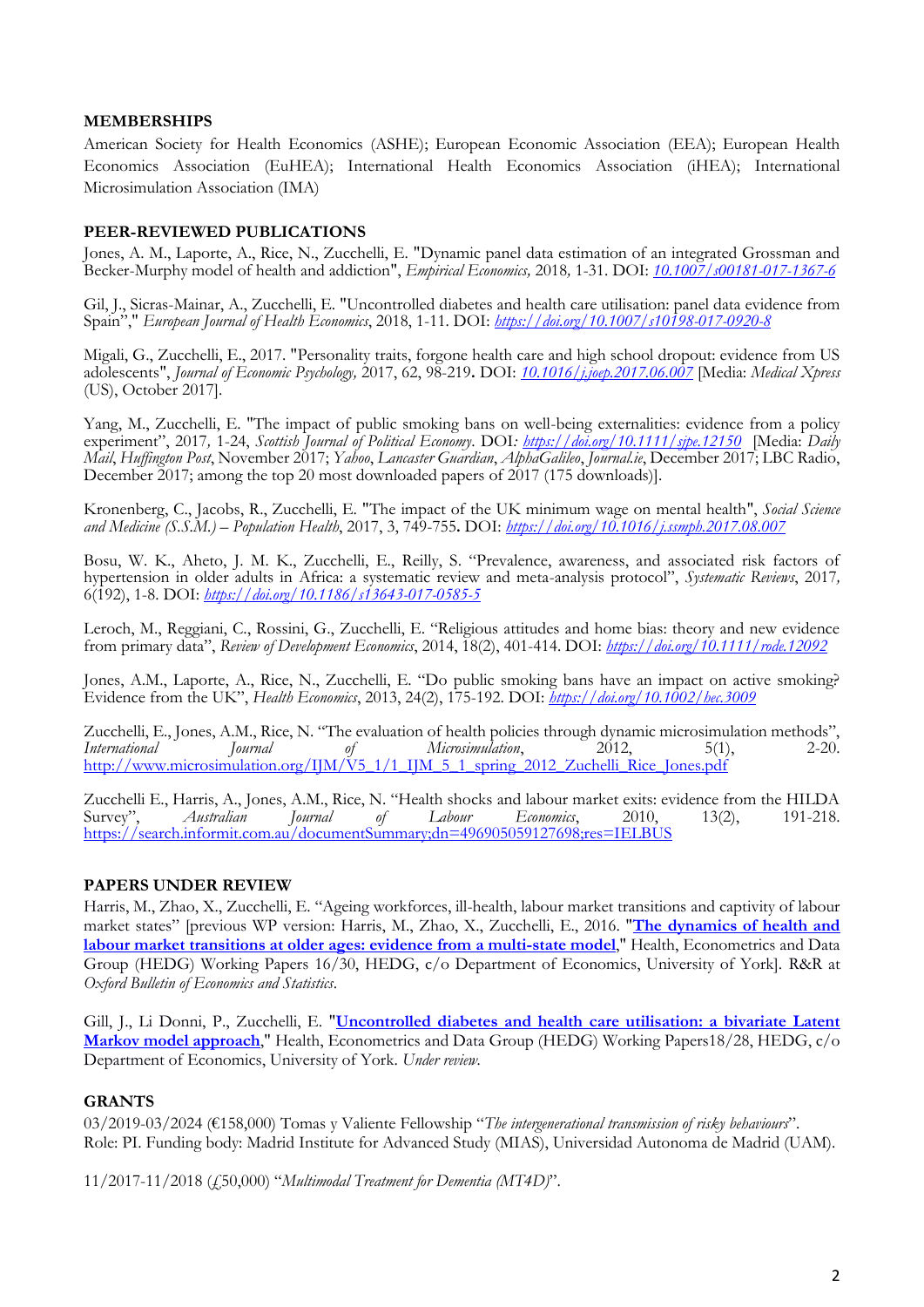**MEMBERSHIPS**

American Society for Health Economics (ASHE); European Economic Association (EEA); European Health Economics Association (EuHEA); International Health Economics Association (iHEA); International Microsimulation Association (IMA)

**PEER-REVIEWED PUBLICATIONS**

Jones, A. M., Laporte, A., Rice, N., Zucchelli, E. "Dynamic panel data estimation of an integrated Grossman and Becker-Murphy model of health and addiction", *Empirical Economics,* 2018*,* 1-31. DOI: *10.1007/s00181-017-1367-6*

Gil, J., Sicras-Mainar, A., Zucchelli, E. "Uncontrolled diabetes and health care utilisation: panel data evidence from Spain"," *European Journal of Health Economics*, 2018, 1-11. DOI: *https://doi.org/10.1007/s10198-017-0920-8*

Migali, G., Zucchelli, E., 2017. "Personality traits, forgone health care and high school dropout: evidence from US adolescents", *Journal of Economic Psychology,* 2017, 62, 98-219**.** DOI: *10.1016/j.joep.2017.06.007* [Media: *Medical Xpress* (US), October 2017].

Yang, M., Zucchelli, E. "The impact of public smoking bans on well-being externalities: evidence from a policy experiment", 2017*,* 1-24, *Scottish Journal of Political Economy*. DOI*: https://doi.org/10.1111/sjpe.12150* [Media: *Daily Mail*, *Huffington Post*, November 2017; *Yahoo*, *Lancaster Guardian*, *AlphaGalileo*, *Journal.ie*, December 2017; LBC Radio, December 2017; among the top 20 most downloaded papers of 2017 (175 downloads)].

Kronenberg, C., Jacobs, R., Zucchelli, E. "The impact of the UK minimum wage on mental health", *Social Science and Medicine (S.S.M.) – Population Health*, 2017, 3, 749-755**.** DOI: *https://doi.org/10.1016/j.ssmph.2017.08.007*

Bosu, W. K., Aheto, J. M. K., Zucchelli, E., Reilly, S. "Prevalence, awareness, and associated risk factors of hypertension in older adults in Africa: a systematic review and meta-analysis protocol", *Systematic Reviews*, 2017*,* 6(192), 1-8. DOI: *https://doi.org/10.1186/s13643-017-0585-5*

Leroch, M., Reggiani, C., Rossini, G., Zucchelli, E. "Religious attitudes and home bias: theory and new evidence from primary data", *Review of Development Economics*, 2014, 18(2), 401-414. DOI: *https://doi.org/10.1111/rode.12092*

Jones, A.M., Laporte, A., Rice, N., Zucchelli, E. "Do public smoking bans have an impact on active smoking? Evidence from the UK", *Health Economics*, 2013, 24(2), 175-192. DOI: *https://doi.org/10.1002/hec.3009*

Zucchelli, E., Jones, A.M., Rice, N. "The evaluation of health policies through dynamic microsimulation methods", *International Journal of Microsimulation*, 2012, 5(1), 2-20. http://www.microsimulation.org/IJM/V5_1/1_IJM_5_1_spring_2012_Zuchelli_Rice_Jones.pdf

Zucchelli E., Harris, A., Jones, A.M., Rice, N. "Health shocks and labour market exits: evidence from the HILDA Survey", *Australian Journal of Labour Economics*, 2010, 13(2), 191-218. https://search.informit.com.au/documentSummary;dn=496905059127698;res=IELBUS

**PAPERS UNDER REVIEW**

Harris, M., Zhao, X., Zucchelli, E. "Ageing workforces, ill-health, labour market transitions and captivity of labour market states" [previous WP version: Harris, M., Zhao, X., Zucchelli, E., 2016. "**The dynamics of health and labour market transitions at older ages: evidence from a multi-state model**," Health, Econometrics and Data Group (HEDG) Working Papers 16/30, HEDG, c/o Department of Economics, University of York]. R&R at *Oxford Bulletin of Economics and Statistics*.

Gill, J., Li Donni, P., Zucchelli, E. "**Uncontrolled diabetes and health care utilisation: a bivariate Latent Markov model approach**," Health, Econometrics and Data Group (HEDG) Working Papers18/28, HEDG, c/o Department of Economics, University of York. *Under review.*

**GRANTS**

03/2019-03/2024 (€158,000) Tomas y Valiente Fellowship "*The intergenerational transmission of risky behaviours*". Role: PI. Funding body: Madrid Institute for Advanced Study (MIAS), Universidad Autonoma de Madrid (UAM).

11/2017-11/2018 (£50,000) "*Multimodal Treatment for Dementia (MT4D)*".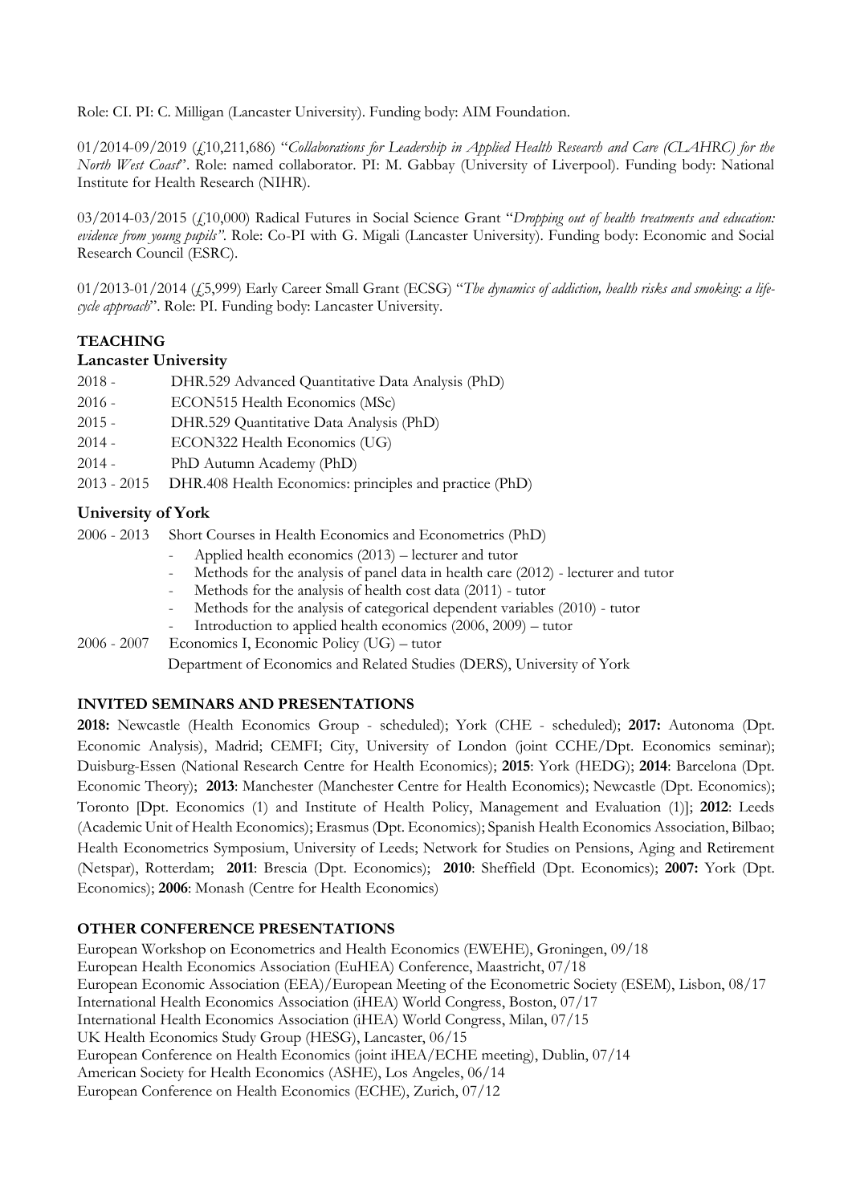Role: CI. PI: C. Milligan (Lancaster University). Funding body: AIM Foundation.

01/2014-09/2019 (£10,211,686) "*Collaborations for Leadership in Applied Health Research and Care (CLAHRC) for the North West Coast*". Role: named collaborator. PI: M. Gabbay (University of Liverpool). Funding body: National Institute for Health Research (NIHR).

03/2014-03/2015 (£10,000) Radical Futures in Social Science Grant "*Dropping out of health treatments and education: evidence from young pupils"*. Role: Co-PI with G. Migali (Lancaster University). Funding body: Economic and Social Research Council (ESRC).

01/2013-01/2014 (£5,999) Early Career Small Grant (ECSG) "*The dynamics of addiction, health risks and smoking: a life-cycle approach*". Role: PI. Funding body: Lancaster University.

## TEACHING

### Lancaster University

2018 - DHR.529 Advanced Quantitative Data Analysis (PhD)

2016 - ECON515 Health Economics (MSc)

2015 - DHR.529 Quantitative Data Analysis (PhD)

2014 - ECON322 Health Economics (UG)

2014 - PhD Autumn Academy (PhD)

2013 - 2015 DHR.408 Health Economics: principles and practice (PhD)

### University of York

2006 - 2013 Short Courses in Health Economics and Econometrics (PhD)

- Applied health economics (2013) – lecturer and tutor
- Methods for the analysis of panel data in health care (2012) - lecturer and tutor
- Methods for the analysis of health cost data (2011) - tutor
- Methods for the analysis of categorical dependent variables (2010) - tutor
- Introduction to applied health economics (2006, 2009) – tutor

2006 - 2007 Economics I, Economic Policy (UG) – tutor
Department of Economics and Related Studies (DERS), University of York

## INVITED SEMINARS AND PRESENTATIONS

**2018:** Newcastle (Health Economics Group - scheduled); York (CHE - scheduled); **2017:** Autonoma (Dpt. Economic Analysis), Madrid; CEMFI; City, University of London (joint CCHE/Dpt. Economics seminar); Duisburg-Essen (National Research Centre for Health Economics); **2015**: York (HEDG); **2014**: Barcelona (Dpt. Economic Theory); **2013**: Manchester (Manchester Centre for Health Economics); Newcastle (Dpt. Economics); Toronto [Dpt. Economics (1) and Institute of Health Policy, Management and Evaluation (1)]; **2012**: Leeds (Academic Unit of Health Economics); Erasmus (Dpt. Economics); Spanish Health Economics Association, Bilbao; Health Econometrics Symposium, University of Leeds; Network for Studies on Pensions, Aging and Retirement (Netspar), Rotterdam; **2011**: Brescia (Dpt. Economics); **2010**: Sheffield (Dpt. Economics); **2007:** York (Dpt. Economics); **2006**: Monash (Centre for Health Economics)

## OTHER CONFERENCE PRESENTATIONS

European Workshop on Econometrics and Health Economics (EWEHE), Groningen, 09/18
European Health Economics Association (EuHEA) Conference, Maastricht, 07/18
European Economic Association (EEA)/European Meeting of the Econometric Society (ESEM), Lisbon, 08/17
International Health Economics Association (iHEA) World Congress, Boston, 07/17
International Health Economics Association (iHEA) World Congress, Milan, 07/15
UK Health Economics Study Group (HESG), Lancaster, 06/15
European Conference on Health Economics (joint iHEA/ECHE meeting), Dublin, 07/14
American Society for Health Economics (ASHE), Los Angeles, 06/14
European Conference on Health Economics (ECHE), Zurich, 07/12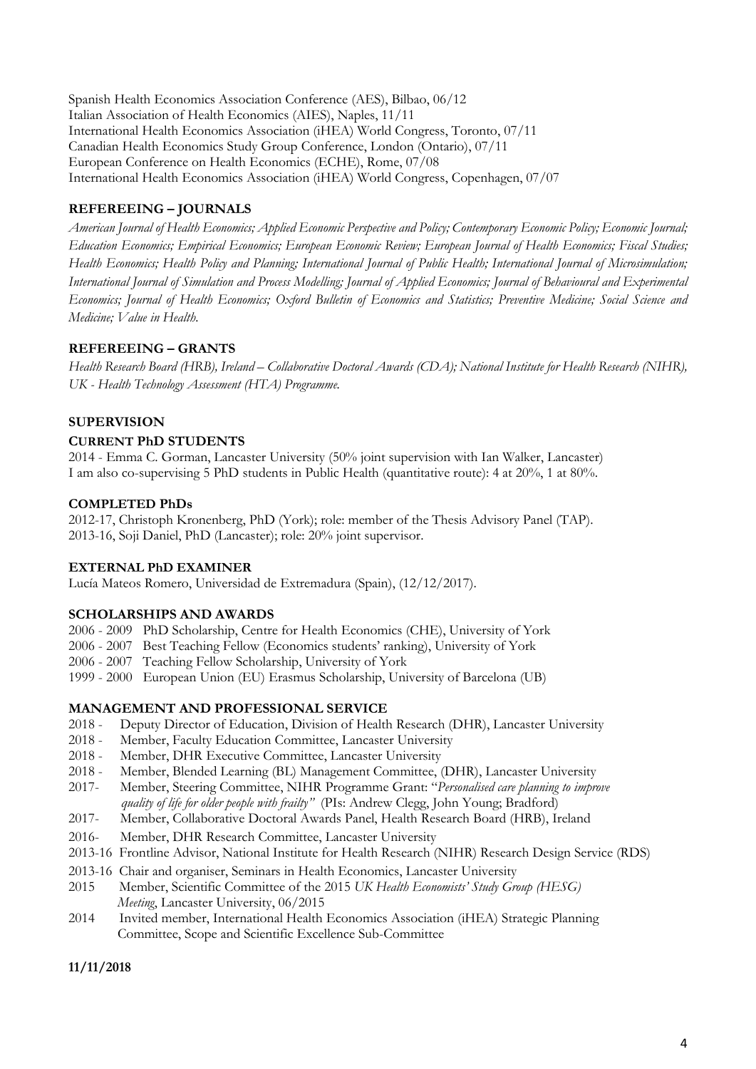Spanish Health Economics Association Conference (AES), Bilbao, 06/12
Italian Association of Health Economics (AIES), Naples, 11/11
International Health Economics Association (iHEA) World Congress, Toronto, 07/11
Canadian Health Economics Study Group Conference, London (Ontario), 07/11
European Conference on Health Economics (ECHE), Rome, 07/08
International Health Economics Association (iHEA) World Congress, Copenhagen, 07/07

## REFEREEING – JOURNALS

*American Journal of Health Economics; Applied Economic Perspective and Policy; Contemporary Economic Policy; Economic Journal; Education Economics; Empirical Economics; European Economic Review; European Journal of Health Economics; Fiscal Studies; Health Economics; Health Policy and Planning; International Journal of Public Health; International Journal of Microsimulation; International Journal of Simulation and Process Modelling; Journal of Applied Economics; Journal of Behavioural and Experimental Economics; Journal of Health Economics; Oxford Bulletin of Economics and Statistics; Preventive Medicine; Social Science and Medicine; Value in Health.*

## REFEREEING – GRANTS

*Health Research Board (HRB), Ireland – Collaborative Doctoral Awards (CDA); National Institute for Health Research (NIHR), UK - Health Technology Assessment (HTA) Programme.*

## SUPERVISION

### CURRENT PhD STUDENTS

2014 - Emma C. Gorman, Lancaster University (50% joint supervision with Ian Walker, Lancaster)
I am also co-supervising 5 PhD students in Public Health (quantitative route): 4 at 20%, 1 at 80%.

### COMPLETED PhDs

2012-17, Christoph Kronenberg, PhD (York); role: member of the Thesis Advisory Panel (TAP).
2013-16, Soji Daniel, PhD (Lancaster); role: 20% joint supervisor.

### EXTERNAL PhD EXAMINER

Lucía Mateos Romero, Universidad de Extremadura (Spain), (12/12/2017).

## SCHOLARSHIPS AND AWARDS

2006 - 2009 PhD Scholarship, Centre for Health Economics (CHE), University of York
2006 - 2007 Best Teaching Fellow (Economics students' ranking), University of York
2006 - 2007 Teaching Fellow Scholarship, University of York
1999 - 2000 European Union (EU) Erasmus Scholarship, University of Barcelona (UB)

## MANAGEMENT AND PROFESSIONAL SERVICE

2018 - Deputy Director of Education, Division of Health Research (DHR), Lancaster University
2018 - Member, Faculty Education Committee, Lancaster University
2018 - Member, DHR Executive Committee, Lancaster University
2018 - Member, Blended Learning (BL) Management Committee, (DHR), Lancaster University
2017- Member, Steering Committee, NIHR Programme Grant: "*Personalised care planning to improve quality of life for older people with frailty"* (PIs: Andrew Clegg, John Young; Bradford)
2017- Member, Collaborative Doctoral Awards Panel, Health Research Board (HRB), Ireland
2016- Member, DHR Research Committee, Lancaster University
2013-16 Frontline Advisor, National Institute for Health Research (NIHR) Research Design Service (RDS)
2013-16 Chair and organiser, Seminars in Health Economics, Lancaster University
2015 Member, Scientific Committee of the 2015 *UK Health Economists' Study Group (HESG) Meeting*, Lancaster University, 06/2015
2014 Invited member, International Health Economics Association (iHEA) Strategic Planning Committee, Scope and Scientific Excellence Sub-Committee

**11/11/2018**